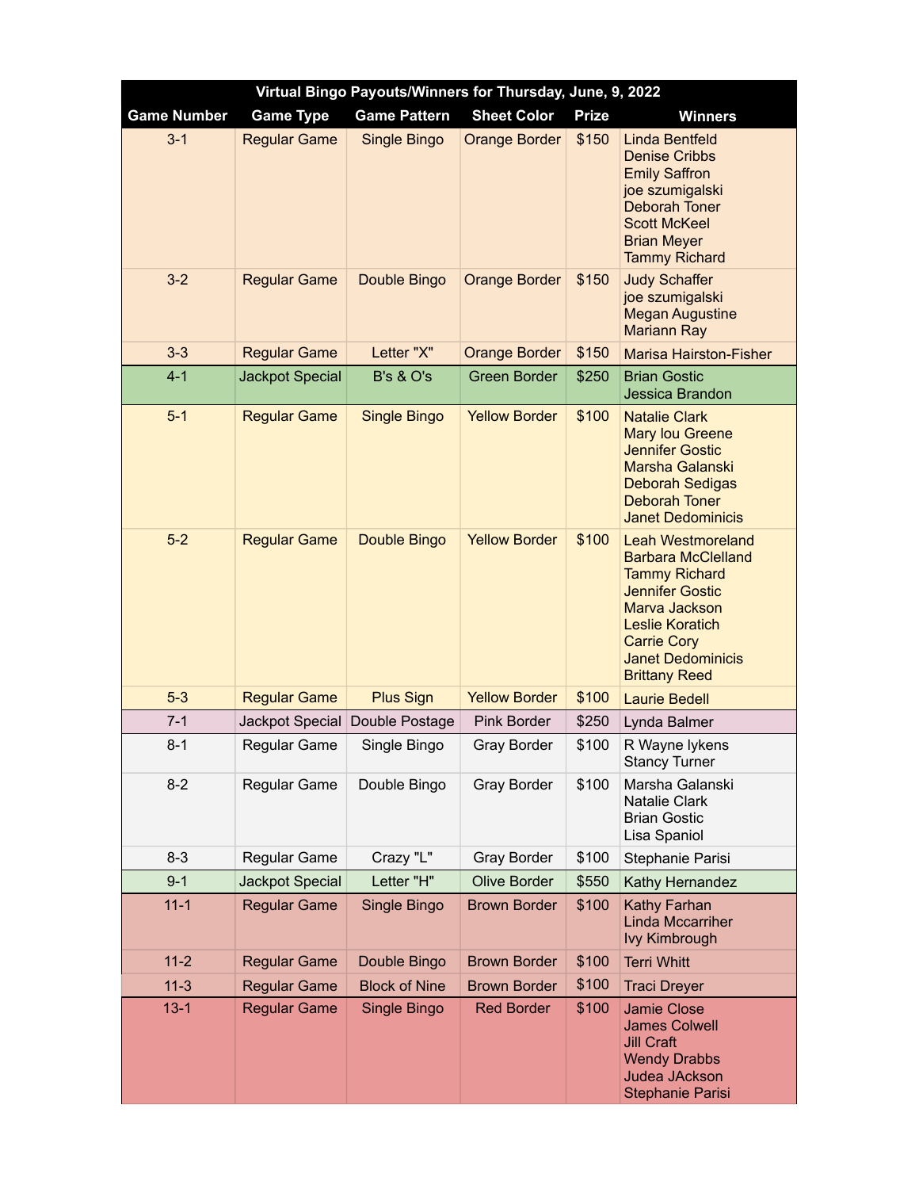| Virtual Bingo Payouts/Winners for Thursday, June, 9, 2022 | | | | | |
|---|---|---|---|---|---|
| **Game Number** | **Game Type** | **Game Pattern** | **Sheet Color** | **Prize** | **Winners** |
| 3-1 | Regular Game | Single Bingo | Orange Border | $150 | Linda Bentfeld<br>Denise Cribbs<br>Emily Saffron<br>joe szumigalski<br>Deborah Toner<br>Scott McKeel<br>Brian Meyer<br>Tammy Richard |
| 3-2 | Regular Game | Double Bingo | Orange Border | $150 | Judy Schaffer<br>joe szumigalski<br>Megan Augustine<br>Mariann Ray |
| 3-3 | Regular Game | Letter "X" | Orange Border | $150 | Marisa Hairston-Fisher |
| 4-1 | Jackpot Special | B's & O's | Green Border | $250 | Brian Gostic<br>Jessica Brandon |
| 5-1 | Regular Game | Single Bingo | Yellow Border | $100 | Natalie Clark<br>Mary lou Greene<br>Jennifer Gostic<br>Marsha Galanski<br>Deborah Sedigas<br>Deborah Toner<br>Janet Dedominicis |
| 5-2 | Regular Game | Double Bingo | Yellow Border | $100 | Leah Westmoreland<br>Barbara McClelland<br>Tammy Richard<br>Jennifer Gostic<br>Marva Jackson<br>Leslie Koratich<br>Carrie Cory<br>Janet Dedominicis<br>Brittany Reed |
| 5-3 | Regular Game | Plus Sign | Yellow Border | $100 | Laurie Bedell |
| 7-1 | Jackpot Special | Double Postage | Pink Border | $250 | Lynda Balmer |
| 8-1 | Regular Game | Single Bingo | Gray Border | $100 | R Wayne lykens<br>Stancy Turner |
| 8-2 | Regular Game | Double Bingo | Gray Border | $100 | Marsha Galanski<br>Natalie Clark<br>Brian Gostic<br>Lisa Spaniol |
| 8-3 | Regular Game | Crazy "L" | Gray Border | $100 | Stephanie Parisi |
| 9-1 | Jackpot Special | Letter "H" | Olive Border | $550 | Kathy Hernandez |
| 11-1 | Regular Game | Single Bingo | Brown Border | $100 | Kathy Farhan<br>Linda Mccarriher<br>Ivy Kimbrough |
| 11-2 | Regular Game | Double Bingo | Brown Border | $100 | Terri Whitt |
| 11-3 | Regular Game | Block of Nine | Brown Border | $100 | Traci Dreyer |
| 13-1 | Regular Game | Single Bingo | Red Border | $100 | Jamie Close<br>James Colwell<br>Jill Craft<br>Wendy Drabbs<br>Judea JAckson<br>Stephanie Parisi |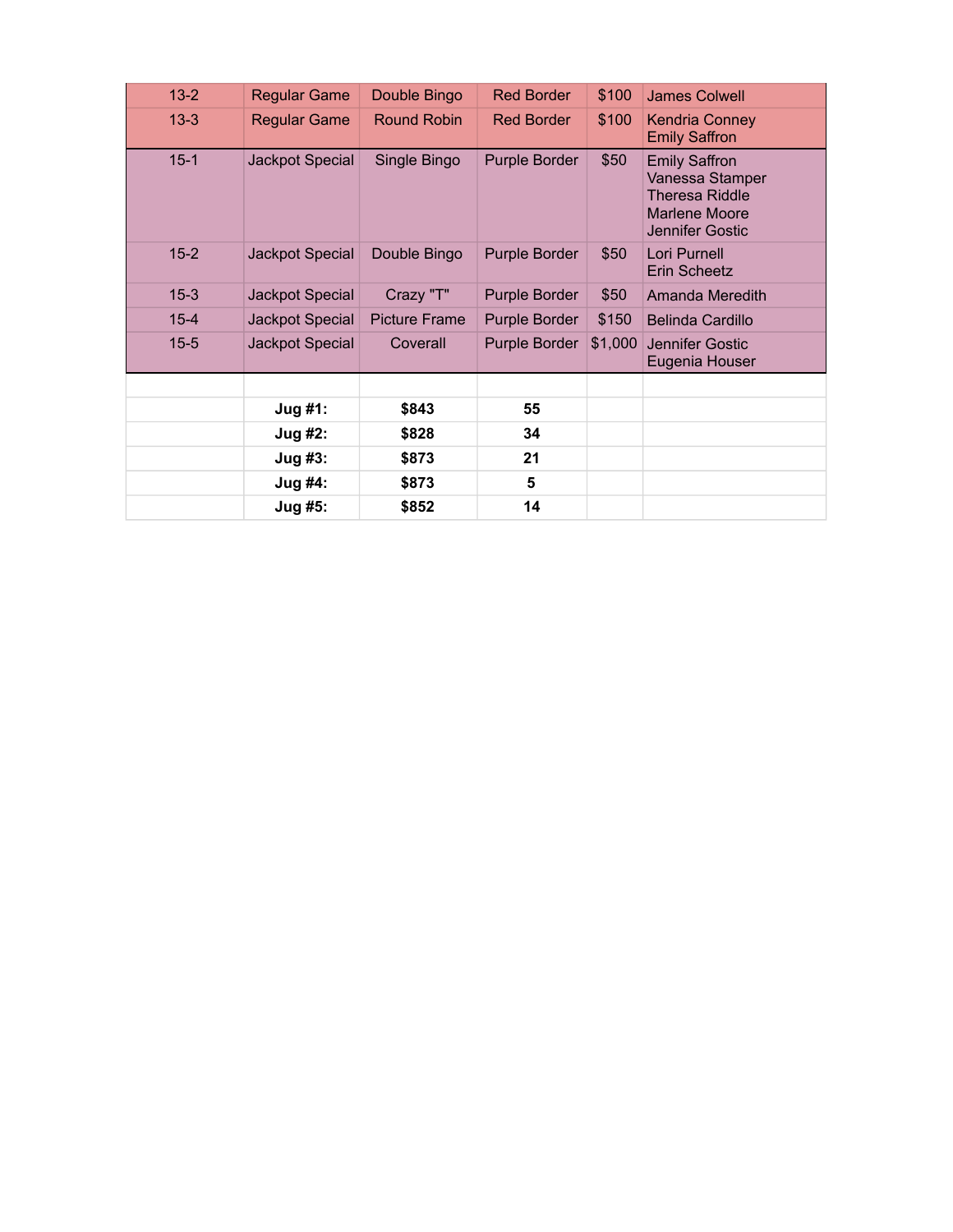| | | | | | |
|---|---|---|---|---|---|
| 13-2 | Regular Game | Double Bingo | Red Border | $100 | James Colwell |
| 13-3 | Regular Game | Round Robin | Red Border | $100 | Kendria Conney<br>Emily Saffron |
| 15-1 | Jackpot Special | Single Bingo | Purple Border | $50 | Emily Saffron<br>Vanessa Stamper<br>Theresa Riddle<br>Marlene Moore<br>Jennifer Gostic |
| 15-2 | Jackpot Special | Double Bingo | Purple Border | $50 | Lori Purnell<br>Erin Scheetz |
| 15-3 | Jackpot Special | Crazy "T" | Purple Border | $50 | Amanda Meredith |
| 15-4 | Jackpot Special | Picture Frame | Purple Border | $150 | Belinda Cardillo |
| 15-5 | Jackpot Special | Coverall | Purple Border | $1,000 | Jennifer Gostic<br>Eugenia Houser |
| | | | | | |
| | **Jug #1:** | **$843** | **55** | | |
| | **Jug #2:** | **$828** | **34** | | |
| | **Jug #3:** | **$873** | **21** | | |
| | **Jug #4:** | **$873** | **5** | | |
| | **Jug #5:** | **$852** | **14** | | |